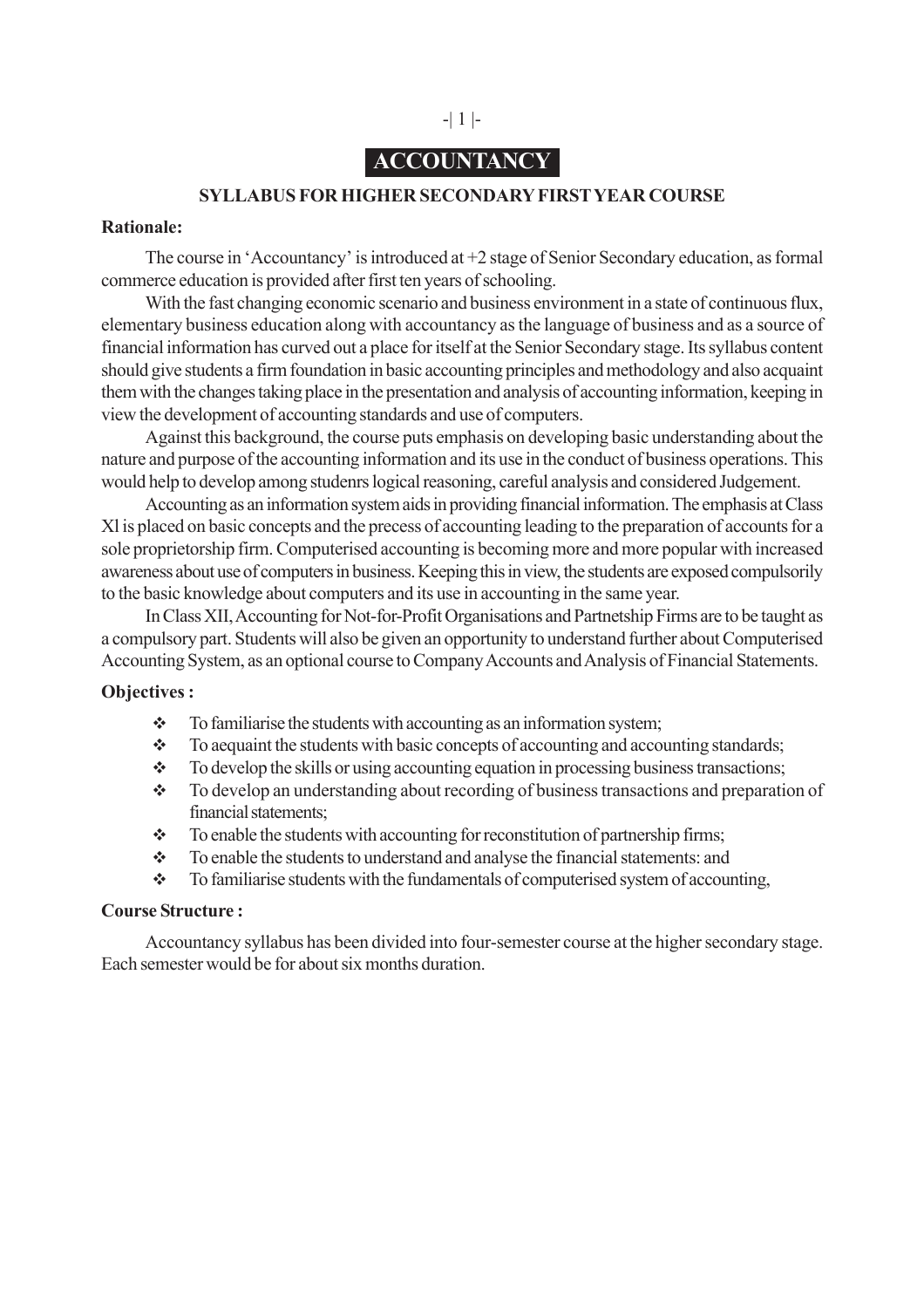# ACCOUNTANCY

## SYLLABUS FOR HIGHER SECONDARY FIRST YEAR COURSE

**Rationale:**

The course in 'Accountancy' is introduced at +2 stage of Senior Secondary education, as formal commerce education is provided after first ten years of schooling.

With the fast changing economic scenario and business environment in a state of continuous flux, elementary business education along with accountancy as the language of business and as a source of financial information has curved out a place for itself at the Senior Secondary stage. Its syllabus content should give students a firm foundation in basic accounting principles and methodology and also acquaint them with the changes taking place in the presentation and analysis of accounting information, keeping in view the development of accounting standards and use of computers.

Against this background, the course puts emphasis on developing basic understanding about the nature and purpose of the accounting information and its use in the conduct of business operations. This would help to develop among studenrs logical reasoning, careful analysis and considered Judgement.

Accounting as an information system aids in providing financial information. The emphasis at Class Xl is placed on basic concepts and the precess of accounting leading to the preparation of accounts for a sole proprietorship firm. Computerised accounting is becoming more and more popular with increased awareness about use of computers in business. Keeping this in view, the students are exposed compulsorily to the basic knowledge about computers and its use in accounting in the same year.

In Class XII, Accounting for Not-for-Profit Organisations and Partnetship Firms are to be taught as a compulsory part. Students will also be given an opportunity to understand further about Computerised Accounting System, as an optional course to Company Accounts and Analysis of Financial Statements.

**Objectives :**

- To familiarise the students with accounting as an information system;
- To aequaint the students with basic concepts of accounting and accounting standards;
- To develop the skills or using accounting equation in processing business transactions;
- To develop an understanding about recording of business transactions and preparation of financial statements;
- To enable the students with accounting for reconstitution of partnership firms;
- To enable the students to understand and analyse the financial statements: and
- To familiarise students with the fundamentals of computerised system of accounting,

**Course Structure :**

Accountancy syllabus has been divided into four-semester course at the higher secondary stage. Each semester would be for about six months duration.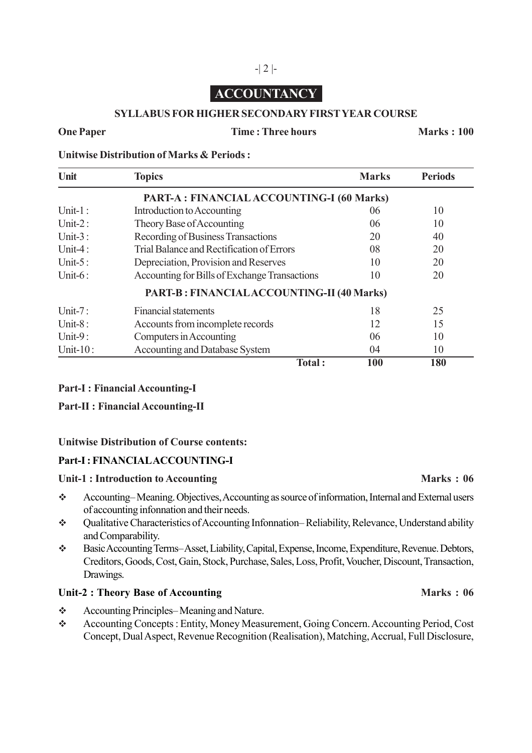# ACCOUNTANCY

## SYLLABUS FOR HIGHER SECONDARY FIRST YEAR COURSE

**One Paper** **Time : Three hours** **Marks : 100**

**Unitwise Distribution of Marks & Periods :**

| Unit | Topics | Marks | Periods |
|---|---|---|---|
| | **PART-A : FINANCIAL ACCOUNTING-I (60 Marks)** | | |
| Unit-1 : | Introduction to Accounting | 06 | 10 |
| Unit-2 : | Theory Base of Accounting | 06 | 10 |
| Unit-3 : | Recording of Business Transactions | 20 | 40 |
| Unit-4 : | Trial Balance and Rectification of Errors | 08 | 20 |
| Unit-5 : | Depreciation, Provision and Reserves | 10 | 20 |
| Unit-6 : | Accounting for Bills of Exchange Transactions | 10 | 20 |
| | **PART-B : FINANCIAL ACCOUNTING-II (40 Marks)** | | |
| Unit-7 : | Financial statements | 18 | 25 |
| Unit-8 : | Accounts from incomplete records | 12 | 15 |
| Unit-9 : | Computers in Accounting | 06 | 10 |
| Unit-10 : | Accounting and Database System | 04 | 10 |
| | **Total :** | **100** | **180** |

**Part-I : Financial Accounting-I**

**Part-II : Financial Accounting-II**

**Unitwise Distribution of Course contents:**

**Part-I : FINANCIAL ACCOUNTING-I**

**Unit-1 : Introduction to Accounting** **Marks : 06**

- Accounting– Meaning. Objectives, Accounting as source of information, Internal and External users of accounting infonnation and their needs.
- Qualitative Characteristics of Accounting Infonnation– Reliability, Relevance, Understand ability and Comparability.
- Basic Accounting Terms– Asset, Liability, Capital, Expense, Income, Expenditure, Revenue. Debtors, Creditors, Goods, Cost, Gain, Stock, Purchase, Sales, Loss, Profit, Voucher, Discount, Transaction, Drawings.

**Unit-2 : Theory Base of Accounting** **Marks : 06**

- Accounting Principles– Meaning and Nature.
- Accounting Concepts : Entity, Money Measurement, Going Concern. Accounting Period, Cost Concept, Dual Aspect, Revenue Recognition (Realisation), Matching, Accrual, Full Disclosure,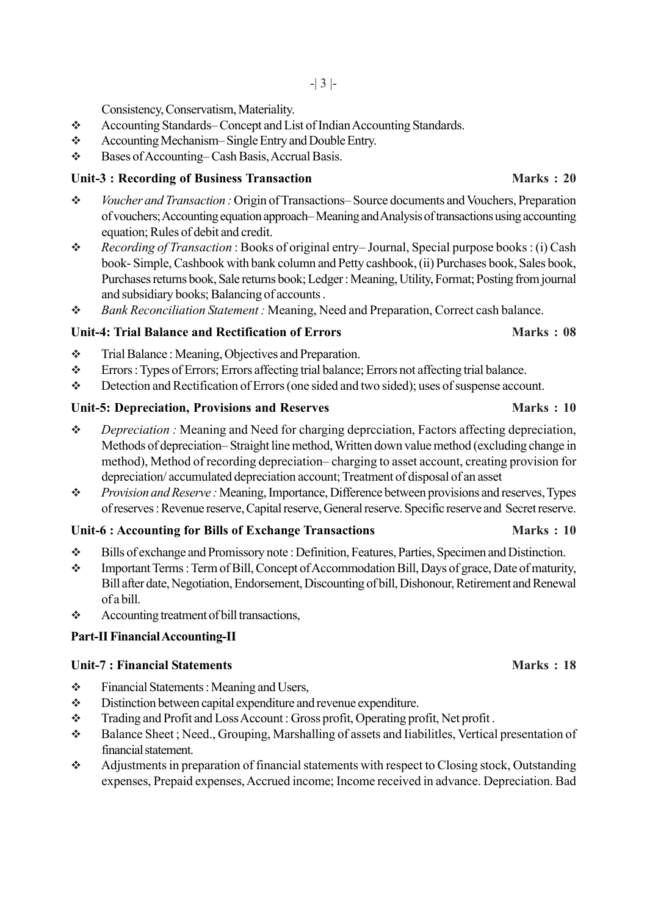Consistency, Conservatism, Materiality.

- Accounting Standards– Concept and List of Indian Accounting Standards.
- Accounting Mechanism– Single Entry and Double Entry.
- Bases of Accounting– Cash Basis, Accrual Basis.

### Unit-3 : Recording of Business Transaction — Marks : 20

- *Voucher and Transaction :* Origin of Transactions– Source documents and Vouchers, Preparation of vouchers; Accounting equation approach– Meaning and Analysis of transactions using accounting equation; Rules of debit and credit.
- *Recording of Transaction* : Books of original entry– Journal, Special purpose books : (i) Cash book- Simple, Cashbook with bank column and Petty cashbook, (ii) Purchases book, Sales book, Purchases returns book, Sale returns book; Ledger : Meaning, Utility, Format; Posting from journal and subsidiary books; Balancing of accounts .
- *Bank Reconciliation Statement :* Meaning, Need and Preparation, Correct cash balance.

### Unit-4: Trial Balance and Rectification of Errors — Marks : 08

- Trial Balance : Meaning, Objectives and Preparation.
- Errors : Types of Errors; Errors affecting trial balance; Errors not affecting trial balance.
- Detection and Rectification of Errors (one sided and two sided); uses of suspense account.

### Unit-5: Depreciation, Provisions and Reserves — Marks : 10

- *Depreciation :* Meaning and Need for charging deprcciation, Factors affecting depreciation, Methods of depreciation– Straight line method, Written down value method (excluding change in method), Method of recording depreciation– charging to asset account, creating provision for depreciation/ accumulated depreciation account; Treatment of disposal of an asset
- *Provision and Reserve :* Meaning, Importance, Difference between provisions and reserves, Types of reserves : Revenue reserve, Capital reserve, General reserve. Specific reserve and Secret reserve.

### Unit-6 : Accounting for Bills of Exchange Transactions — Marks : 10

- Bills of exchange and Promissory note : Definition, Features, Parties, Specimen and Distinction.
- Important Terms : Term of Bill, Concept of Accommodation Bill, Days of grace, Date of maturity, Bill after date, Negotiation, Endorsement, Discounting of bill, Dishonour, Retirement and Renewal of a bill.
- Accounting treatment of bill transactions,

## Part-II Financial Accounting-II

### Unit-7 : Financial Statements — Marks : 18

- Financial Statements : Meaning and Users,
- Distinction between capital expenditure and revenue expenditure.
- Trading and Profit and Loss Account : Gross profit, Operating profit, Net profit .
- Balance Sheet ; Need., Grouping, Marshalling of assets and Iiabilitles, Vertical presentation of financial statement.
- Adjustments in preparation of financial statements with respect to Closing stock, Outstanding expenses, Prepaid expenses, Accrued income; Income received in advance. Depreciation. Bad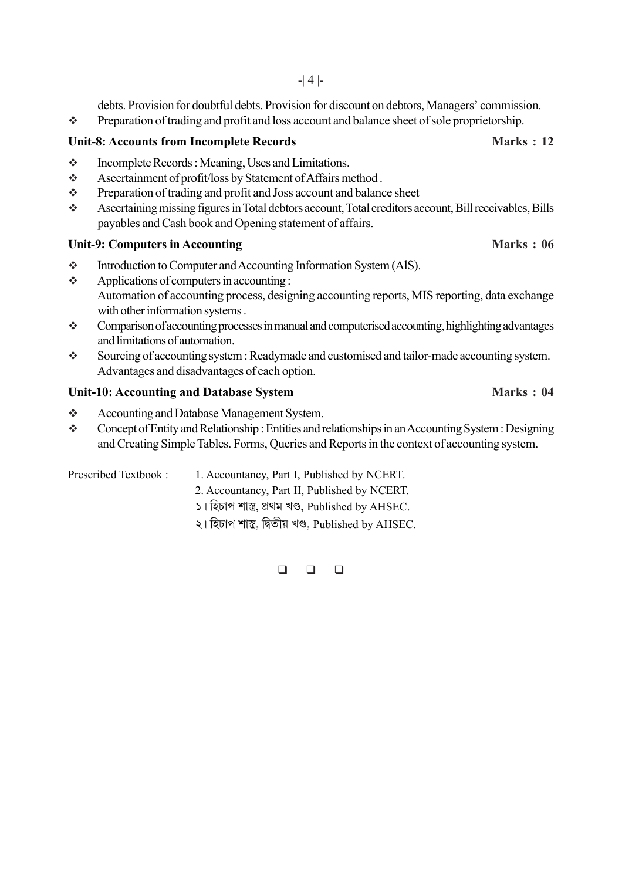debts. Provision for doubtful debts. Provision for discount on debtors, Managers' commission.

- Preparation of trading and profit and loss account and balance sheet of sole proprietorship.

**Unit-8: Accounts from Incomplete Records** **Marks : 12**

- Incomplete Records : Meaning, Uses and Limitations.
- Ascertainment of profit/loss by Statement of Affairs method .
- Preparation of trading and profit and Joss account and balance sheet
- Ascertaining missing figures in Total debtors account, Total creditors account, Bill receivables, Bills payables and Cash book and Opening statement of affairs.

**Unit-9: Computers in Accounting** **Marks : 06**

- Introduction to Computer and Accounting Information System (AlS).
- Applications of computers in accounting :
  Automation of accounting process, designing accounting reports, MIS reporting, data exchange with other information systems .
- Comparison of accounting processes in manual and computerised accounting, highlighting advantages and limitations of automation.
- Sourcing of accounting system : Readymade and customised and tailor-made accounting system. Advantages and disadvantages of each option.

**Unit-10: Accounting and Database System** **Marks : 04**

- Accounting and Database Management System.
- Concept of Entity and Relationship : Entities and relationships in an Accounting System : Designing and Creating Simple Tables. Forms, Queries and Reports in the context of accounting system.

Prescribed Textbook :
1. Accountancy, Part I, Published by NCERT.
2. Accountancy, Part II, Published by NCERT.

১। হিচাপ শাস্ত্র, প্ৰথম খণ্ড, Published by AHSEC.

২। হিচাপ শাস্ত্র, দ্বিতীয় খণ্ড, Published by AHSEC.